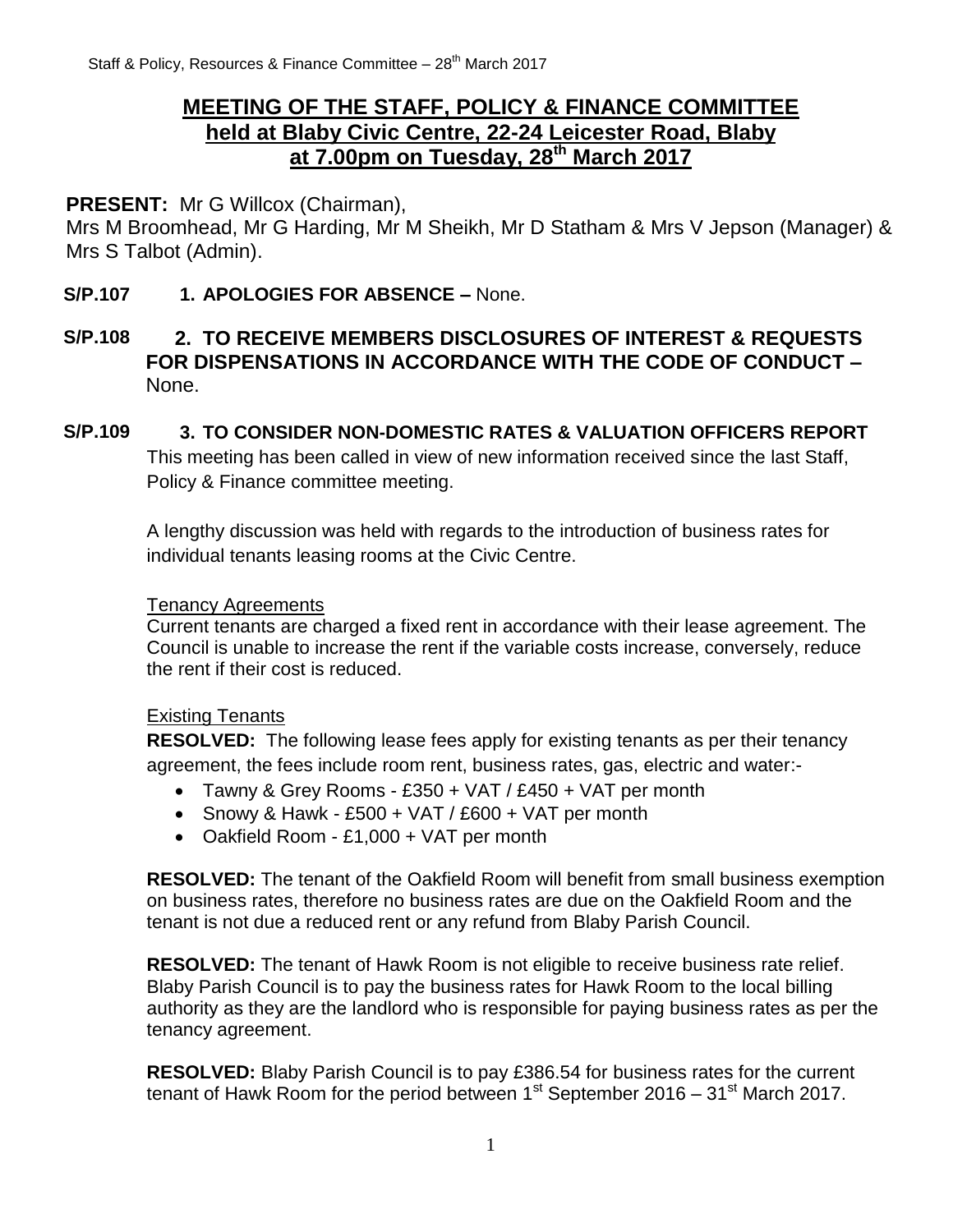# MEETING OF THE STAFF, POLICY & FINANCE COMMITTEE held at Blaby Civic Centre, 22-24 Leicester Road, Blaby at 7.00pm on Tuesday, 28th March 2017

**PRESENT:** Mr G Willcox (Chairman), Mrs M Broomhead, Mr G Harding, Mr M Sheikh, Mr D Statham & Mrs V Jepson (Manager) & Mrs S Talbot (Admin).

**S/P.107 1. APOLOGIES FOR ABSENCE –** None.

**S/P.108 2. TO RECEIVE MEMBERS DISCLOSURES OF INTEREST & REQUESTS FOR DISPENSATIONS IN ACCORDANCE WITH THE CODE OF CONDUCT –** None.

**S/P.109 3. TO CONSIDER NON-DOMESTIC RATES & VALUATION OFFICERS REPORT**

This meeting has been called in view of new information received since the last Staff, Policy & Finance committee meeting.

A lengthy discussion was held with regards to the introduction of business rates for individual tenants leasing rooms at the Civic Centre.

Tenancy Agreements

Current tenants are charged a fixed rent in accordance with their lease agreement. The Council is unable to increase the rent if the variable costs increase, conversely, reduce the rent if their cost is reduced.

Existing Tenants

**RESOLVED:** The following lease fees apply for existing tenants as per their tenancy agreement, the fees include room rent, business rates, gas, electric and water:-

- Tawny & Grey Rooms - £350 + VAT / £450 + VAT per month
- Snowy & Hawk - £500 + VAT / £600 + VAT per month
- Oakfield Room - £1,000 + VAT per month

**RESOLVED:** The tenant of the Oakfield Room will benefit from small business exemption on business rates, therefore no business rates are due on the Oakfield Room and the tenant is not due a reduced rent or any refund from Blaby Parish Council.

**RESOLVED:** The tenant of Hawk Room is not eligible to receive business rate relief. Blaby Parish Council is to pay the business rates for Hawk Room to the local billing authority as they are the landlord who is responsible for paying business rates as per the tenancy agreement.

**RESOLVED:** Blaby Parish Council is to pay £386.54 for business rates for the current tenant of Hawk Room for the period between 1st September 2016 – 31st March 2017.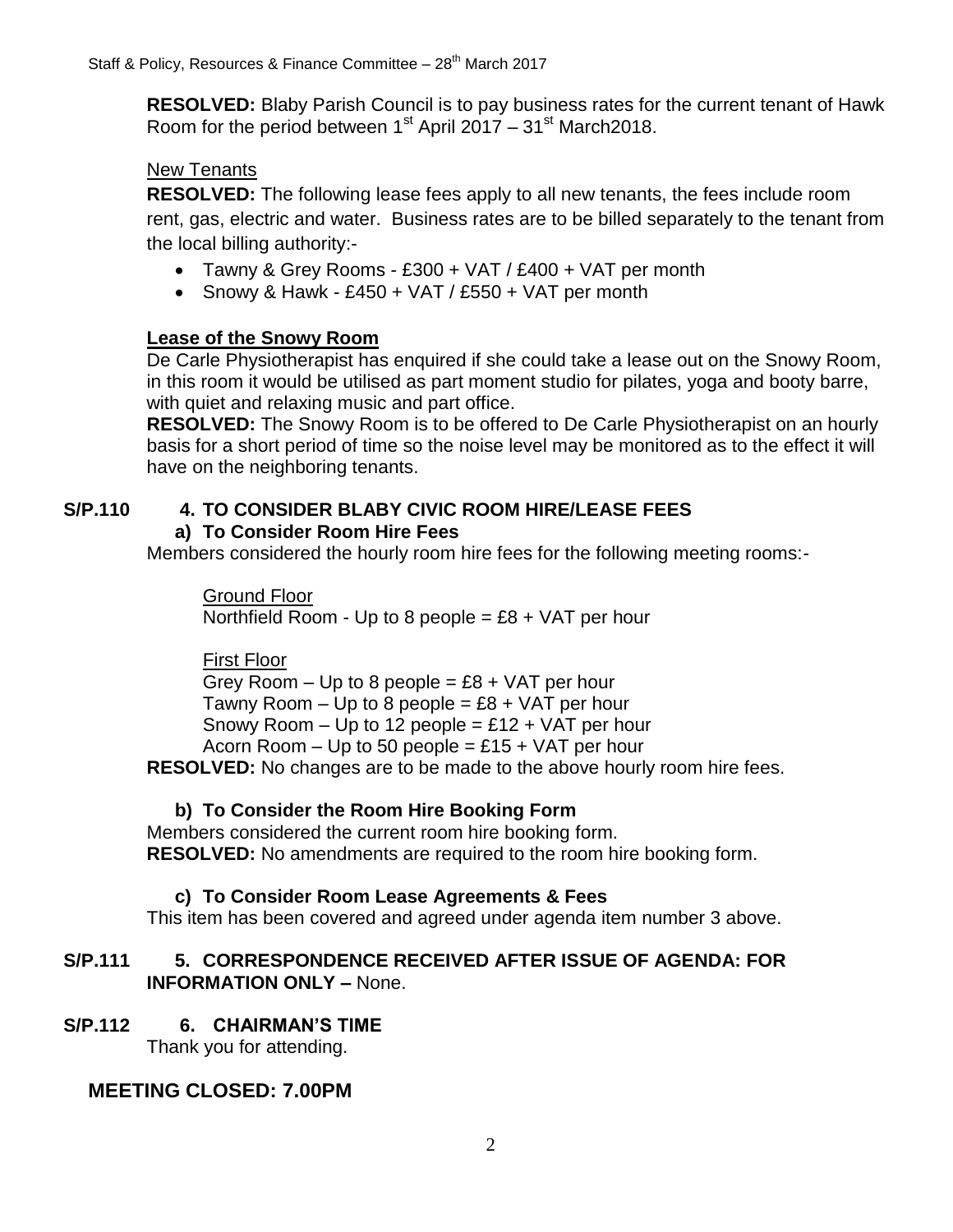**RESOLVED:** Blaby Parish Council is to pay business rates for the current tenant of Hawk Room for the period between 1st April 2017 – 31st March2018.

New Tenants

**RESOLVED:** The following lease fees apply to all new tenants, the fees include room rent, gas, electric and water. Business rates are to be billed separately to the tenant from the local billing authority:-

- Tawny & Grey Rooms - £300 + VAT / £400 + VAT per month
- Snowy & Hawk - £450 + VAT / £550 + VAT per month

**Lease of the Snowy Room**

De Carle Physiotherapist has enquired if she could take a lease out on the Snowy Room, in this room it would be utilised as part moment studio for pilates, yoga and booty barre, with quiet and relaxing music and part office.

**RESOLVED:** The Snowy Room is to be offered to De Carle Physiotherapist on an hourly basis for a short period of time so the noise level may be monitored as to the effect it will have on the neighboring tenants.

**S/P.110 4. TO CONSIDER BLABY CIVIC ROOM HIRE/LEASE FEES**

**a) To Consider Room Hire Fees**

Members considered the hourly room hire fees for the following meeting rooms:-

Ground Floor

Northfield Room - Up to 8 people = £8 + VAT per hour

First Floor

Grey Room – Up to 8 people = £8 + VAT per hour

Tawny Room – Up to 8 people = £8 + VAT per hour

Snowy Room – Up to 12 people = £12 + VAT per hour

Acorn Room – Up to 50 people = £15 + VAT per hour

**RESOLVED:** No changes are to be made to the above hourly room hire fees.

**b) To Consider the Room Hire Booking Form**

Members considered the current room hire booking form.

**RESOLVED:** No amendments are required to the room hire booking form.

**c) To Consider Room Lease Agreements & Fees**

This item has been covered and agreed under agenda item number 3 above.

**S/P.111 5. CORRESPONDENCE RECEIVED AFTER ISSUE OF AGENDA: FOR INFORMATION ONLY –** None.

**S/P.112 6. CHAIRMAN'S TIME**

Thank you for attending.

**MEETING CLOSED: 7.00PM**